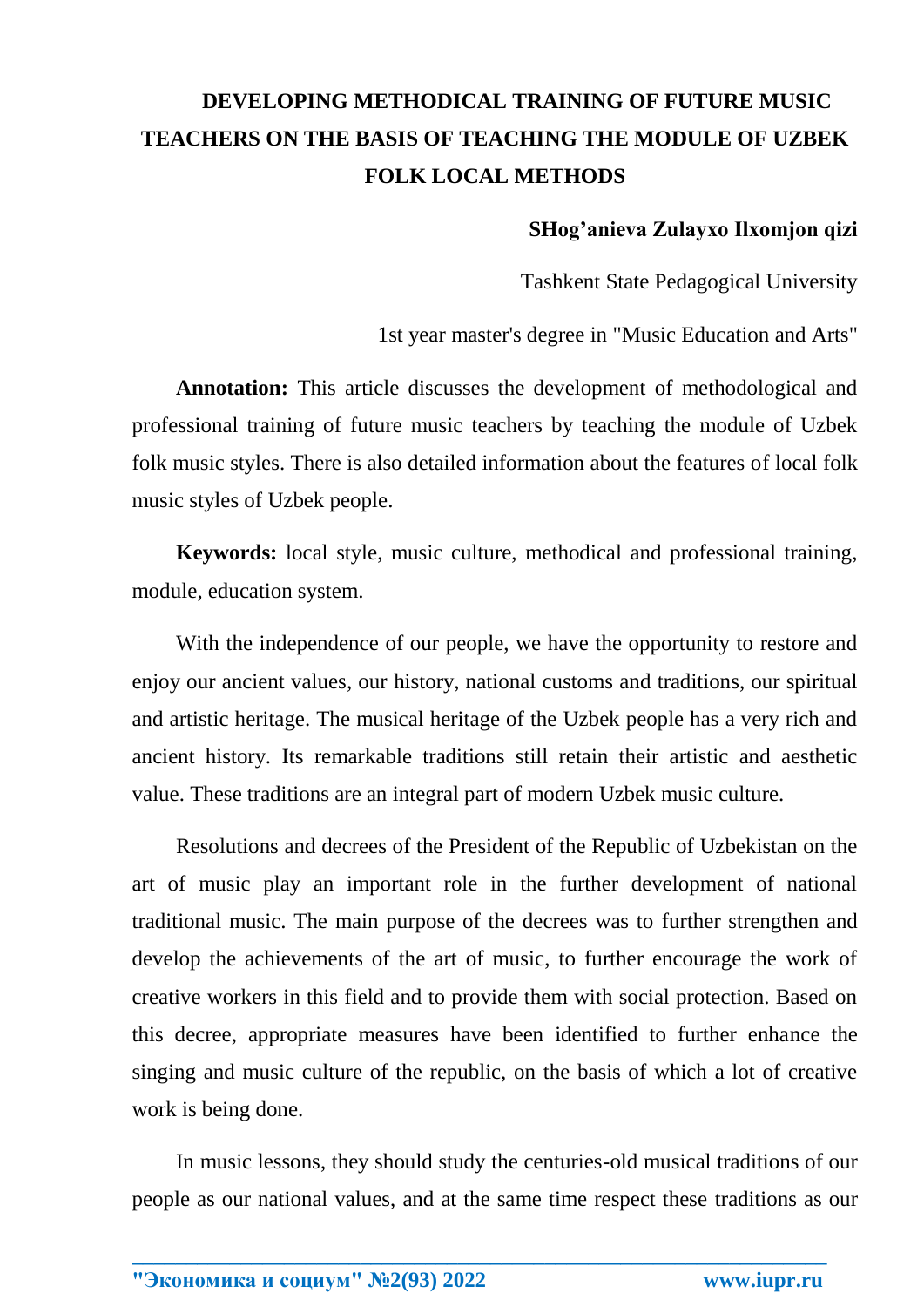# DEVELOPING METHODICAL TRAINING OF FUTURE MUSIC TEACHERS ON THE BASIS OF TEACHING THE MODULE OF UZBEK FOLK LOCAL METHODS

**SHog'anieva Zulayxo Ilxomjon qizi**

Tashkent State Pedagogical University

1st year master's degree in "Music Education and Arts"

**Annotation:** This article discusses the development of methodological and professional training of future music teachers by teaching the module of Uzbek folk music styles. There is also detailed information about the features of local folk music styles of Uzbek people.

**Keywords:** local style, music culture, methodical and professional training, module, education system.

With the independence of our people, we have the opportunity to restore and enjoy our ancient values, our history, national customs and traditions, our spiritual and artistic heritage. The musical heritage of the Uzbek people has a very rich and ancient history. Its remarkable traditions still retain their artistic and aesthetic value. These traditions are an integral part of modern Uzbek music culture.

Resolutions and decrees of the President of the Republic of Uzbekistan on the art of music play an important role in the further development of national traditional music. The main purpose of the decrees was to further strengthen and develop the achievements of the art of music, to further encourage the work of creative workers in this field and to provide them with social protection. Based on this decree, appropriate measures have been identified to further enhance the singing and music culture of the republic, on the basis of which a lot of creative work is being done.

In music lessons, they should study the centuries-old musical traditions of our people as our national values, and at the same time respect these traditions as our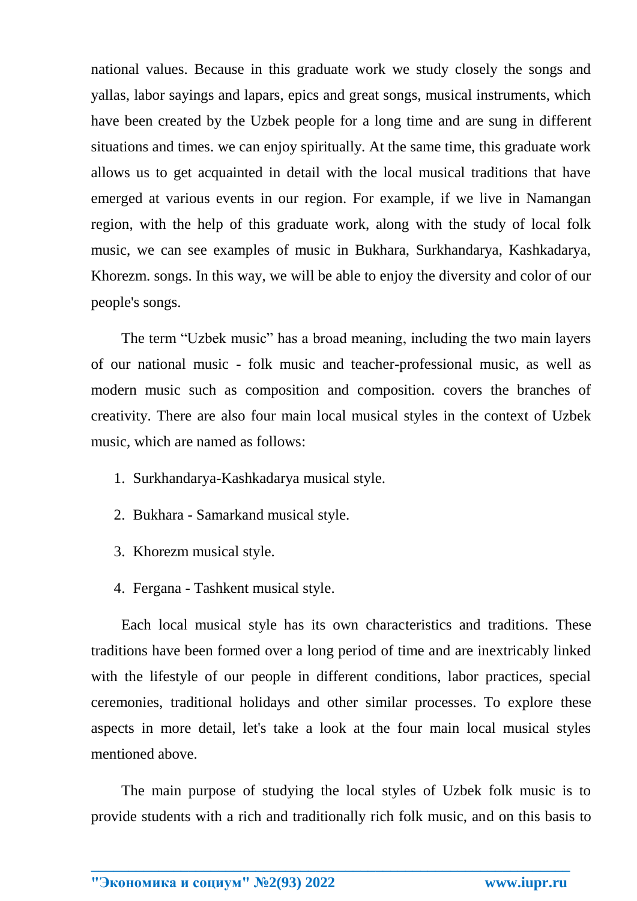national values. Because in this graduate work we study closely the songs and yallas, labor sayings and lapars, epics and great songs, musical instruments, which have been created by the Uzbek people for a long time and are sung in different situations and times. we can enjoy spiritually. At the same time, this graduate work allows us to get acquainted in detail with the local musical traditions that have emerged at various events in our region. For example, if we live in Namangan region, with the help of this graduate work, along with the study of local folk music, we can see examples of music in Bukhara, Surkhandarya, Kashkadarya, Khorezm. songs. In this way, we will be able to enjoy the diversity and color of our people's songs.

The term “Uzbek music” has a broad meaning, including the two main layers of our national music - folk music and teacher-professional music, as well as modern music such as composition and composition. covers the branches of creativity. There are also four main local musical styles in the context of Uzbek music, which are named as follows:

1. Surkhandarya-Kashkadarya musical style.
2. Bukhara - Samarkand musical style.
3. Khorezm musical style.
4. Fergana - Tashkent musical style.

Each local musical style has its own characteristics and traditions. These traditions have been formed over a long period of time and are inextricably linked with the lifestyle of our people in different conditions, labor practices, special ceremonies, traditional holidays and other similar processes. To explore these aspects in more detail, let's take a look at the four main local musical styles mentioned above.

The main purpose of studying the local styles of Uzbek folk music is to provide students with a rich and traditionally rich folk music, and on this basis to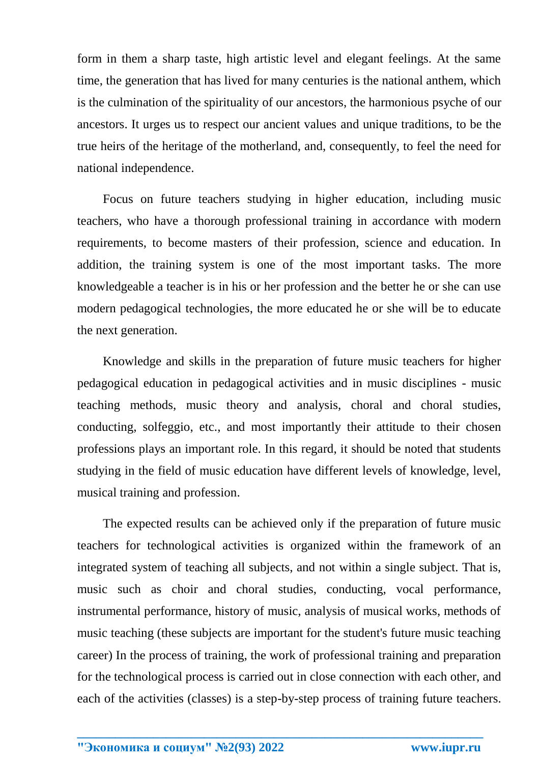form in them a sharp taste, high artistic level and elegant feelings. At the same time, the generation that has lived for many centuries is the national anthem, which is the culmination of the spirituality of our ancestors, the harmonious psyche of our ancestors. It urges us to respect our ancient values and unique traditions, to be the true heirs of the heritage of the motherland, and, consequently, to feel the need for national independence.

Focus on future teachers studying in higher education, including music teachers, who have a thorough professional training in accordance with modern requirements, to become masters of their profession, science and education. In addition, the training system is one of the most important tasks. The more knowledgeable a teacher is in his or her profession and the better he or she can use modern pedagogical technologies, the more educated he or she will be to educate the next generation.

Knowledge and skills in the preparation of future music teachers for higher pedagogical education in pedagogical activities and in music disciplines - music teaching methods, music theory and analysis, choral and choral studies, conducting, solfeggio, etc., and most importantly their attitude to their chosen professions plays an important role. In this regard, it should be noted that students studying in the field of music education have different levels of knowledge, level, musical training and profession.

The expected results can be achieved only if the preparation of future music teachers for technological activities is organized within the framework of an integrated system of teaching all subjects, and not within a single subject. That is, music such as choir and choral studies, conducting, vocal performance, instrumental performance, history of music, analysis of musical works, methods of music teaching (these subjects are important for the student's future music teaching career) In the process of training, the work of professional training and preparation for the technological process is carried out in close connection with each other, and each of the activities (classes) is a step-by-step process of training future teachers.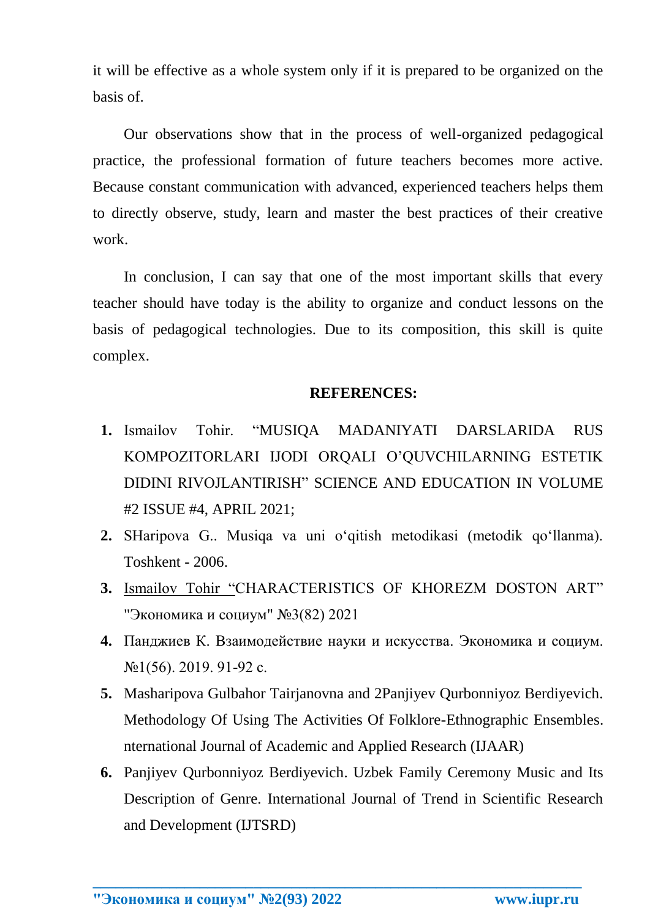it will be effective as a whole system only if it is prepared to be organized on the basis of.

Our observations show that in the process of well-organized pedagogical practice, the professional formation of future teachers becomes more active. Because constant communication with advanced, experienced teachers helps them to directly observe, study, learn and master the best practices of their creative work.

In conclusion, I can say that one of the most important skills that every teacher should have today is the ability to organize and conduct lessons on the basis of pedagogical technologies. Due to its composition, this skill is quite complex.

**REFERENCES:**

1. Ismailov Tohir. “MUSIQA MADANIYATI DARSLARIDA RUS KOMPOZITORLARI IJODI ORQALI O’QUVCHILARNING ESTETIK DIDINI RIVOJLANTIRISH” SCIENCE AND EDUCATION IN VOLUME #2 ISSUE #4, APRIL 2021;
2. SHaripova G.. Musiqa va uni o‘qitish metodikasi (metodik qo‘llanma). Toshkent - 2006.
3. Ismailov Tohir “CHARACTERISTICS OF KHOREZM DOSTON ART” "Экономика и социум" №3(82) 2021
4. Панджиев К. Взаимодействие науки и искусства. Экономика и социум. №1(56). 2019. 91-92 с.
5. Masharipova Gulbahor Tairjanovna and 2Panjiyev Qurbonniyoz Berdiyevich. Methodology Of Using The Activities Of Folklore-Ethnographic Ensembles. nternational Journal of Academic and Applied Research (IJAAR)
6. Panjiyev Qurbonniyoz Berdiyevich. Uzbek Family Ceremony Music and Its Description of Genre. International Journal of Trend in Scientific Research and Development (IJTSRD)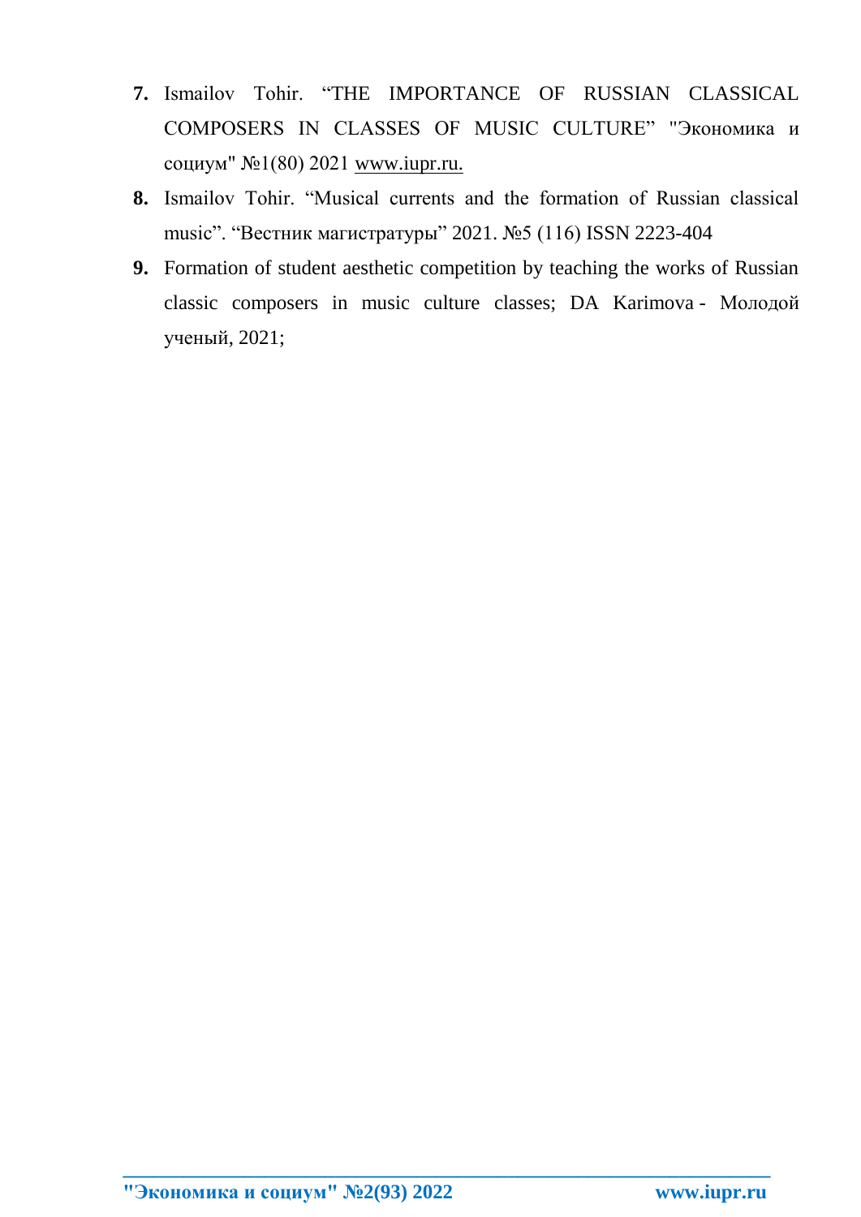7. Ismailov Tohir. “THE IMPORTANCE OF RUSSIAN CLASSICAL COMPOSERS IN CLASSES OF MUSIC CULTURE” "Экономика и социум" №1(80) 2021 www.iupr.ru.
8. Ismailov Tohir. “Musical currents and the formation of Russian classical music”. “Вестник магистратуры” 2021. №5 (116) ISSN 2223-404
9. Formation of student aesthetic competition by teaching the works of Russian classic composers in music culture classes; DA Karimova - Молодой ученый, 2021;